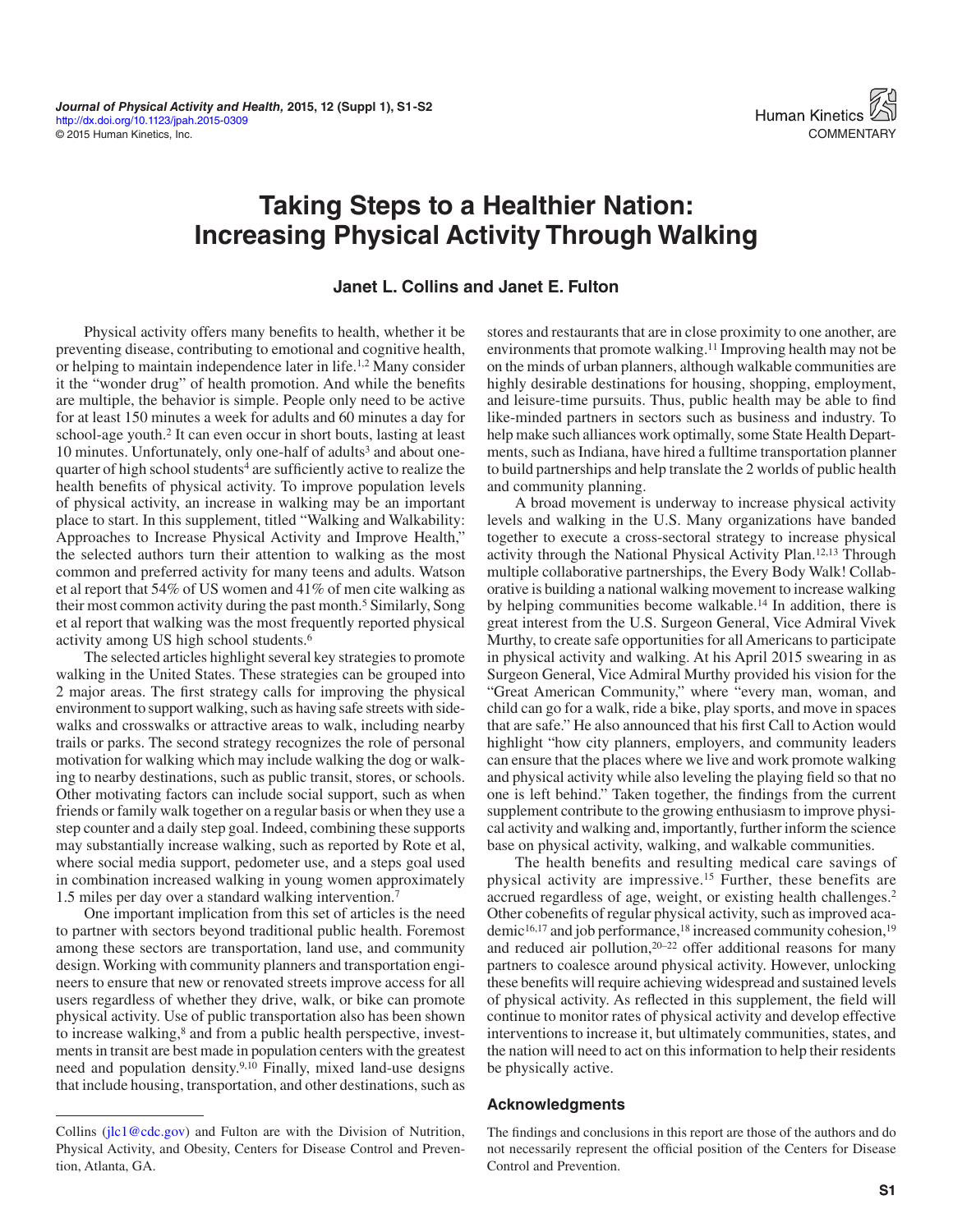# Taking Steps to a Healthier Nation: Increasing Physical Activity Through Walking

**Janet L. Collins and Janet E. Fulton**

Physical activity offers many benefits to health, whether it be preventing disease, contributing to emotional and cognitive health, or helping to maintain independence later in life.[1,2] Many consider it the "wonder drug" of health promotion. And while the benefits are multiple, the behavior is simple. People only need to be active for at least 150 minutes a week for adults and 60 minutes a day for school-age youth.[2] It can even occur in short bouts, lasting at least 10 minutes. Unfortunately, only one-half of adults[3] and about one-quarter of high school students[4] are sufficiently active to realize the health benefits of physical activity. To improve population levels of physical activity, an increase in walking may be an important place to start. In this supplement, titled "Walking and Walkability: Approaches to Increase Physical Activity and Improve Health," the selected authors turn their attention to walking as the most common and preferred activity for many teens and adults. Watson et al report that 54% of US women and 41% of men cite walking as their most common activity during the past month.[5] Similarly, Song et al report that walking was the most frequently reported physical activity among US high school students.[6]

The selected articles highlight several key strategies to promote walking in the United States. These strategies can be grouped into 2 major areas. The first strategy calls for improving the physical environment to support walking, such as having safe streets with sidewalks and crosswalks or attractive areas to walk, including nearby trails or parks. The second strategy recognizes the role of personal motivation for walking which may include walking the dog or walking to nearby destinations, such as public transit, stores, or schools. Other motivating factors can include social support, such as when friends or family walk together on a regular basis or when they use a step counter and a daily step goal. Indeed, combining these supports may substantially increase walking, such as reported by Rote et al, where social media support, pedometer use, and a steps goal used in combination increased walking in young women approximately 1.5 miles per day over a standard walking intervention.[7]

One important implication from this set of articles is the need to partner with sectors beyond traditional public health. Foremost among these sectors are transportation, land use, and community design. Working with community planners and transportation engineers to ensure that new or renovated streets improve access for all users regardless of whether they drive, walk, or bike can promote physical activity. Use of public transportation also has been shown to increase walking,[8] and from a public health perspective, investments in transit are best made in population centers with the greatest need and population density.[9,10] Finally, mixed land-use designs that include housing, transportation, and other destinations, such as stores and restaurants that are in close proximity to one another, are environments that promote walking.[11] Improving health may not be on the minds of urban planners, although walkable communities are highly desirable destinations for housing, shopping, employment, and leisure-time pursuits. Thus, public health may be able to find like-minded partners in sectors such as business and industry. To help make such alliances work optimally, some State Health Departments, such as Indiana, have hired a fulltime transportation planner to build partnerships and help translate the 2 worlds of public health and community planning.

A broad movement is underway to increase physical activity levels and walking in the U.S. Many organizations have banded together to execute a cross-sectoral strategy to increase physical activity through the National Physical Activity Plan.[12,13] Through multiple collaborative partnerships, the Every Body Walk! Collaborative is building a national walking movement to increase walking by helping communities become walkable.[14] In addition, there is great interest from the U.S. Surgeon General, Vice Admiral Vivek Murthy, to create safe opportunities for all Americans to participate in physical activity and walking. At his April 2015 swearing in as Surgeon General, Vice Admiral Murthy provided his vision for the "Great American Community," where "every man, woman, and child can go for a walk, ride a bike, play sports, and move in spaces that are safe." He also announced that his first Call to Action would highlight "how city planners, employers, and community leaders can ensure that the places where we live and work promote walking and physical activity while also leveling the playing field so that no one is left behind." Taken together, the findings from the current supplement contribute to the growing enthusiasm to improve physical activity and walking and, importantly, further inform the science base on physical activity, walking, and walkable communities.

The health benefits and resulting medical care savings of physical activity are impressive.[15] Further, these benefits are accrued regardless of age, weight, or existing health challenges.[2] Other cobenefits of regular physical activity, such as improved academic[16,17] and job performance,[18] increased community cohesion,[19] and reduced air pollution,[20–22] offer additional reasons for many partners to coalesce around physical activity. However, unlocking these benefits will require achieving widespread and sustained levels of physical activity. As reflected in this supplement, the field will continue to monitor rates of physical activity and develop effective interventions to increase it, but ultimately communities, states, and the nation will need to act on this information to help their residents be physically active.

## Acknowledgments

The findings and conclusions in this report are those of the authors and do not necessarily represent the official position of the Centers for Disease Control and Prevention.

---

Collins (jlc1@cdc.gov) and Fulton are with the Division of Nutrition, Physical Activity, and Obesity, Centers for Disease Control and Prevention, Atlanta, GA.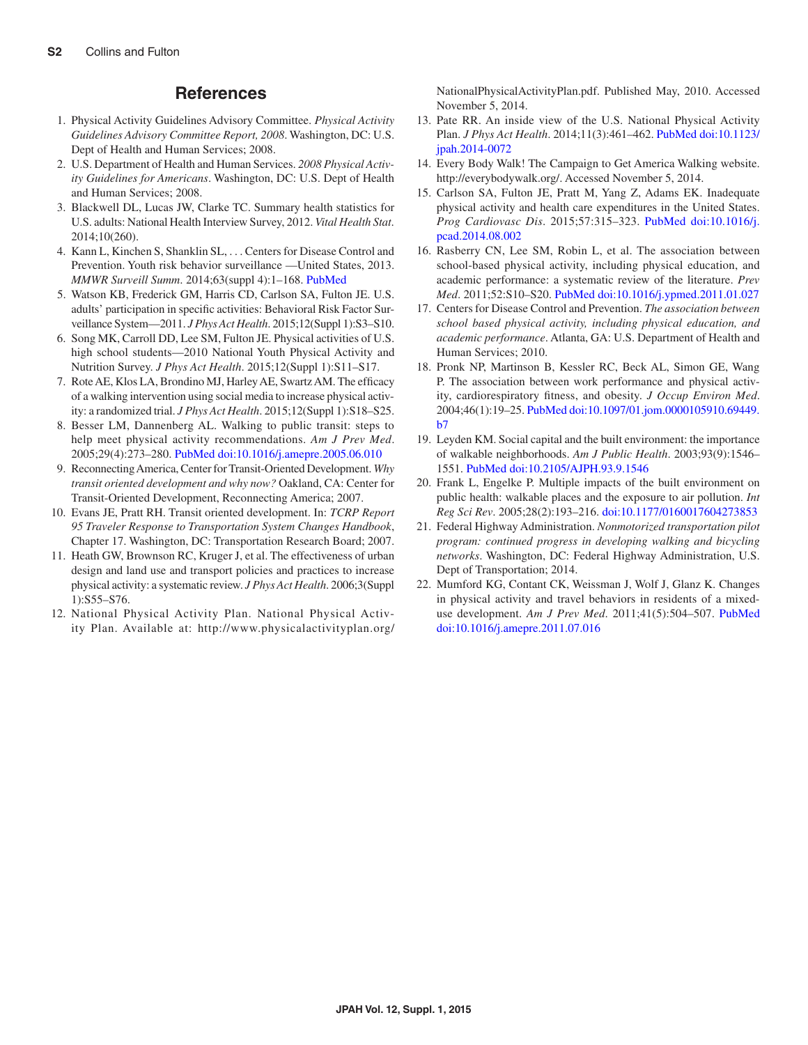## References

1. Physical Activity Guidelines Advisory Committee. *Physical Activity Guidelines Advisory Committee Report, 2008*. Washington, DC: U.S. Dept of Health and Human Services; 2008.
2. U.S. Department of Health and Human Services. *2008 Physical Activity Guidelines for Americans*. Washington, DC: U.S. Dept of Health and Human Services; 2008.
3. Blackwell DL, Lucas JW, Clarke TC. Summary health statistics for U.S. adults: National Health Interview Survey, 2012. *Vital Health Stat*. 2014;10(260).
4. Kann L, Kinchen S, Shanklin SL, . . . Centers for Disease Control and Prevention. Youth risk behavior surveillance —United States, 2013. *MMWR Surveill Summ*. 2014;63(suppl 4):1–168. PubMed
5. Watson KB, Frederick GM, Harris CD, Carlson SA, Fulton JE. U.S. adults' participation in specific activities: Behavioral Risk Factor Surveillance System—2011. *J Phys Act Health*. 2015;12(Suppl 1):S3–S10.
6. Song MK, Carroll DD, Lee SM, Fulton JE. Physical activities of U.S. high school students—2010 National Youth Physical Activity and Nutrition Survey. *J Phys Act Health*. 2015;12(Suppl 1):S11–S17.
7. Rote AE, Klos LA, Brondino MJ, Harley AE, Swartz AM. The efficacy of a walking intervention using social media to increase physical activity: a randomized trial. *J Phys Act Health*. 2015;12(Suppl 1):S18–S25.
8. Besser LM, Dannenberg AL. Walking to public transit: steps to help meet physical activity recommendations. *Am J Prev Med*. 2005;29(4):273–280. PubMed doi:10.1016/j.amepre.2005.06.010
9. Reconnecting America, Center for Transit-Oriented Development. *Why transit oriented development and why now?* Oakland, CA: Center for Transit-Oriented Development, Reconnecting America; 2007.
10. Evans JE, Pratt RH. Transit oriented development. In: *TCRP Report 95 Traveler Response to Transportation System Changes Handbook*, Chapter 17. Washington, DC: Transportation Research Board; 2007.
11. Heath GW, Brownson RC, Kruger J, et al. The effectiveness of urban design and land use and transport policies and practices to increase physical activity: a systematic review. *J Phys Act Health*. 2006;3(Suppl 1):S55–S76.
12. National Physical Activity Plan. National Physical Activity Plan. Available at: http://www.physicalactivityplan.org/NationalPhysicalActivityPlan.pdf. Published May, 2010. Accessed November 5, 2014.
13. Pate RR. An inside view of the U.S. National Physical Activity Plan. *J Phys Act Health*. 2014;11(3):461–462. PubMed doi:10.1123/jpah.2014-0072
14. Every Body Walk! The Campaign to Get America Walking website. http://everybodywalk.org/. Accessed November 5, 2014.
15. Carlson SA, Fulton JE, Pratt M, Yang Z, Adams EK. Inadequate physical activity and health care expenditures in the United States. *Prog Cardiovasc Dis*. 2015;57:315–323. PubMed doi:10.1016/j.pcad.2014.08.002
16. Rasberry CN, Lee SM, Robin L, et al. The association between school-based physical activity, including physical education, and academic performance: a systematic review of the literature. *Prev Med*. 2011;52:S10–S20. PubMed doi:10.1016/j.ypmed.2011.01.027
17. Centers for Disease Control and Prevention. *The association between school based physical activity, including physical education, and academic performance*. Atlanta, GA: U.S. Department of Health and Human Services; 2010.
18. Pronk NP, Martinson B, Kessler RC, Beck AL, Simon GE, Wang P. The association between work performance and physical activity, cardiorespiratory fitness, and obesity. *J Occup Environ Med*. 2004;46(1):19–25. PubMed doi:10.1097/01.jom.0000105910.69449.b7
19. Leyden KM. Social capital and the built environment: the importance of walkable neighborhoods. *Am J Public Health*. 2003;93(9):1546–1551. PubMed doi:10.2105/AJPH.93.9.1546
20. Frank L, Engelke P. Multiple impacts of the built environment on public health: walkable places and the exposure to air pollution. *Int Reg Sci Rev*. 2005;28(2):193–216. doi:10.1177/0160017604273853
21. Federal Highway Administration. *Nonmotorized transportation pilot program: continued progress in developing walking and bicycling networks*. Washington, DC: Federal Highway Administration, U.S. Dept of Transportation; 2014.
22. Mumford KG, Contant CK, Weissman J, Wolf J, Glanz K. Changes in physical activity and travel behaviors in residents of a mixed-use development. *Am J Prev Med*. 2011;41(5):504–507. PubMed doi:10.1016/j.amepre.2011.07.016